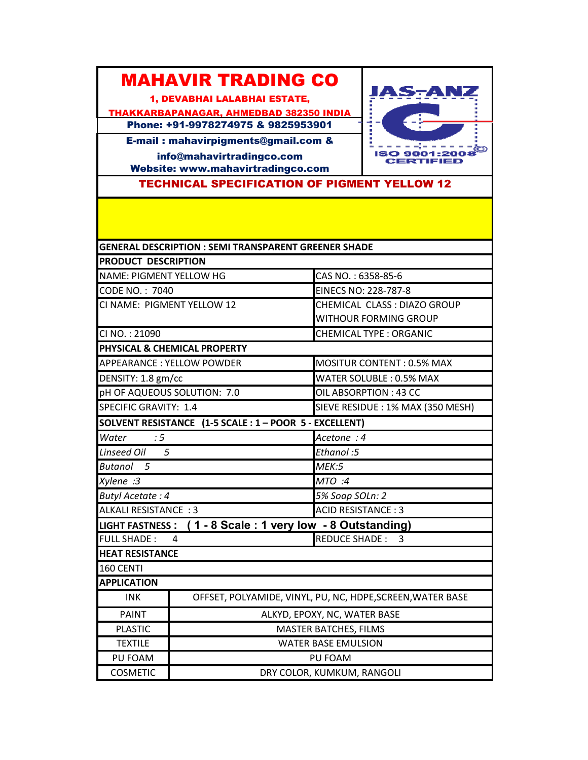# MAHAVIR TRADING CO

**1, DEVABHAI LALABHAI ESTATE,**
**THAKKARBAPANAGAR, AHMEDBAD 382350 INDIA**
**Phone: +91-9978274975 & 9825953901**
**E-mail : mahavirpigments@gmail.com &**
**info@mahavirtradingco.com**
**Website: www.mahavirtradingco.com**

JAS-ANZ
ISO 9001:2008 CERTIFIED

## TECHNICAL SPECIFICATION OF PIGMENT YELLOW 12

**GENERAL DESCRIPTION : SEMI TRANSPARENT GREENER SHADE**

**PRODUCT DESCRIPTION**

| | |
|---|---|
| NAME: PIGMENT YELLOW HG | CAS NO. : 6358-85-6 |
| CODE NO. : 7040 | EINECS NO: 228-787-8 |
| CI NAME: PIGMENT YELLOW 12 | CHEMICAL CLASS : DIAZO GROUP WITHOUR FORMING GROUP |
| CI NO. : 21090 | CHEMICAL TYPE : ORGANIC |

**PHYSICAL & CHEMICAL PROPERTY**

| | |
|---|---|
| APPEARANCE : YELLOW POWDER | MOSITUR CONTENT : 0.5% MAX |
| DENSITY: 1.8 gm/cc | WATER SOLUBLE : 0.5% MAX |
| pH OF AQUEOUS SOLUTION: 7.0 | OIL ABSORPTION : 43 CC |
| SPECIFIC GRAVITY: 1.4 | SIEVE RESIDUE : 1% MAX (350 MESH) |

**SOLVENT RESISTANCE (1-5 SCALE : 1 – POOR 5 - EXCELLENT)**

| | |
|---|---|
| *Water : 5* | *Acetone : 4* |
| *Linseed Oil 5* | *Ethanol :5* |
| *Butanol 5* | *MEK:5* |
| *Xylene :3* | *MTO :4* |
| *Butyl Acetate : 4* | *5% Soap SOLn: 2* |
| ALKALI RESISTANCE : 3 | ACID RESISTANCE : 3 |

**LIGHT FASTNESS : ( 1 - 8 Scale : 1 very low - 8 Outstanding)**

| | |
|---|---|
| FULL SHADE : 4 | REDUCE SHADE : 3 |

**HEAT RESISTANCE**

160 CENTI

**APPLICATION**

| | |
|---|---|
| INK | OFFSET, POLYAMIDE, VINYL, PU, NC, HDPE,SCREEN,WATER BASE |
| PAINT | ALKYD, EPOXY, NC, WATER BASE |
| PLASTIC | MASTER BATCHES, FILMS |
| TEXTILE | WATER BASE EMULSION |
| PU FOAM | PU FOAM |
| COSMETIC | DRY COLOR, KUMKUM, RANGOLI |